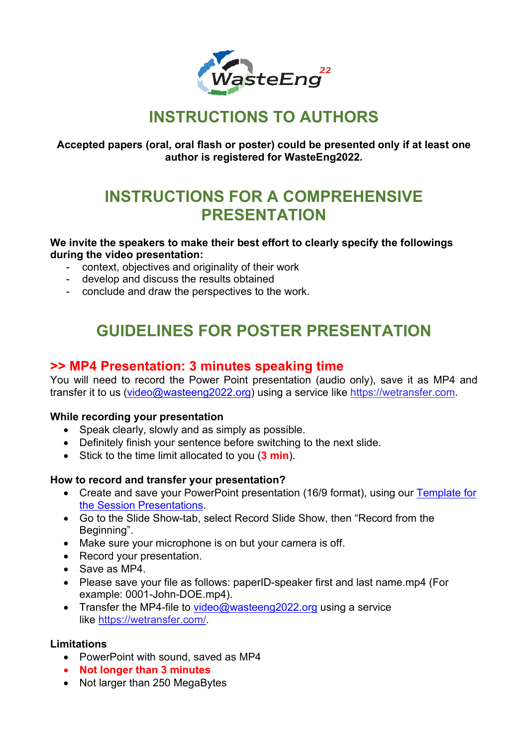# INSTRUCTIONS TO AUTHORS

**Accepted papers (oral, oral flash or poster) could be presented only if at least one author is registered for WasteEng2022.**

# INSTRUCTIONS FOR A COMPREHENSIVE PRESENTATION

**We invite the speakers to make their best effort to clearly specify the followings during the video presentation:**

- context, objectives and originality of their work
- develop and discuss the results obtained
- conclude and draw the perspectives to the work.

# GUIDELINES FOR POSTER PRESENTATION

## >> MP4 Presentation: 3 minutes speaking time

You will need to record the Power Point presentation (audio only), save it as MP4 and transfer it to us (video@wasteeng2022.org) using a service like https://wetransfer.com.

**While recording your presentation**

- Speak clearly, slowly and as simply as possible.
- Definitely finish your sentence before switching to the next slide.
- Stick to the time limit allocated to you (**3 min**).

**How to record and transfer your presentation?**

- Create and save your PowerPoint presentation (16/9 format), using our Template for the Session Presentations.
- Go to the Slide Show-tab, select Record Slide Show, then "Record from the Beginning".
- Make sure your microphone is on but your camera is off.
- Record your presentation.
- Save as MP4.
- Please save your file as follows: paperID-speaker first and last name.mp4 (For example: 0001-John-DOE.mp4).
- Transfer the MP4-file to video@wasteeng2022.org using a service like https://wetransfer.com/.

**Limitations**

- PowerPoint with sound, saved as MP4
- **Not longer than 3 minutes**
- Not larger than 250 MegaBytes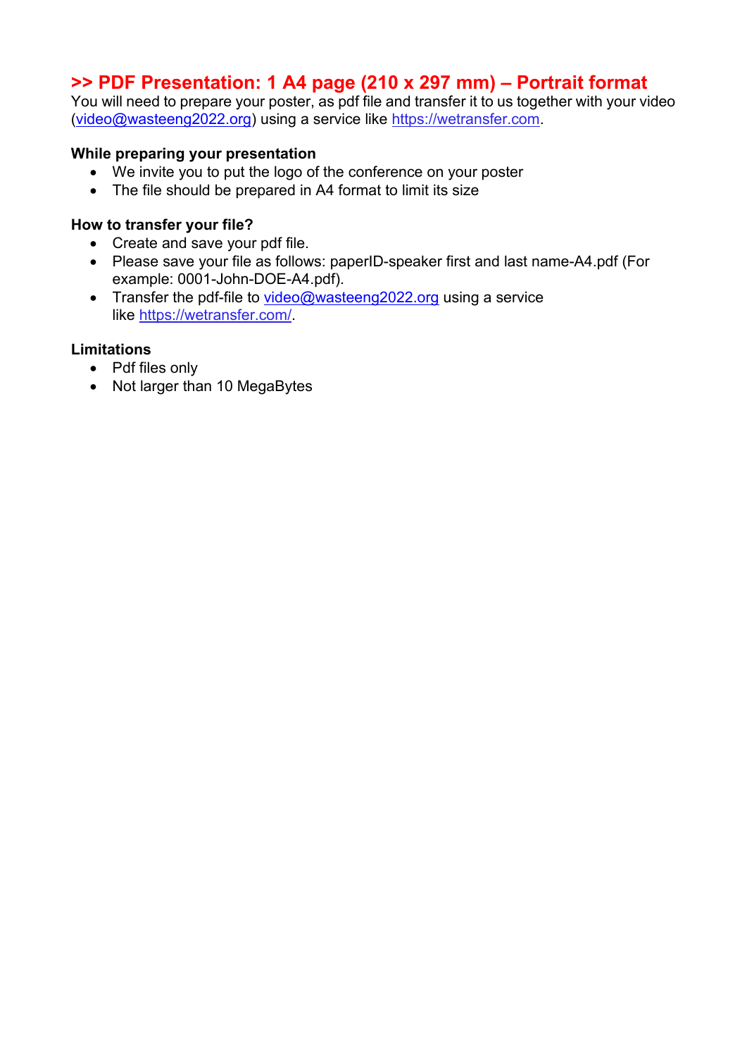## >> PDF Presentation: 1 A4 page (210 x 297 mm) – Portrait format

You will need to prepare your poster, as pdf file and transfer it to us together with your video (video@wasteeng2022.org) using a service like https://wetransfer.com.

**While preparing your presentation**

- We invite you to put the logo of the conference on your poster
- The file should be prepared in A4 format to limit its size

**How to transfer your file?**

- Create and save your pdf file.
- Please save your file as follows: paperID-speaker first and last name-A4.pdf (For example: 0001-John-DOE-A4.pdf).
- Transfer the pdf-file to video@wasteeng2022.org using a service like https://wetransfer.com/.

**Limitations**

- Pdf files only
- Not larger than 10 MegaBytes